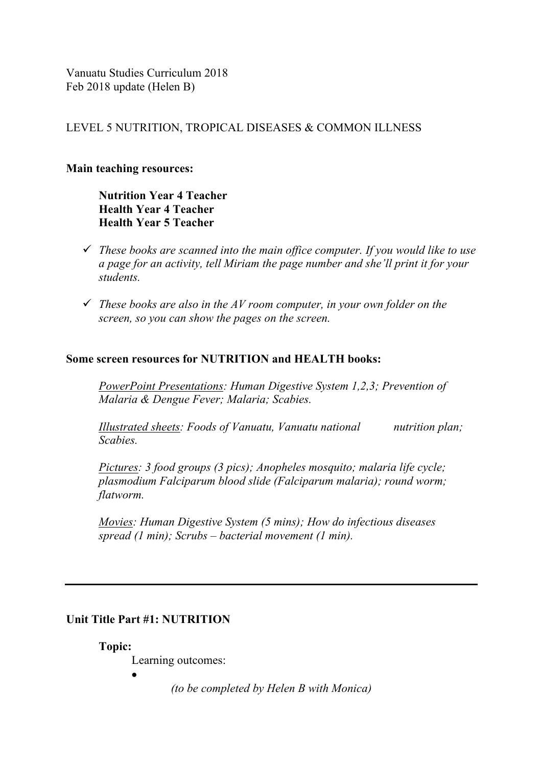Vanuatu Studies Curriculum 2018
Feb 2018 update (Helen B)

LEVEL 5 NUTRITION, TROPICAL DISEASES & COMMON ILLNESS

**Main teaching resources:**

**Nutrition Year 4 Teacher**
**Health Year 4 Teacher**
**Health Year 5 Teacher**

- ✓ *These books are scanned into the main office computer. If you would like to use a page for an activity, tell Miriam the page number and she'll print it for your students.*
- ✓ *These books are also in the AV room computer, in your own folder on the screen, so you can show the pages on the screen.*

**Some screen resources for NUTRITION and HEALTH books:**

*<u>PowerPoint Presentations</u>: Human Digestive System 1,2,3; Prevention of Malaria & Dengue Fever; Malaria; Scabies.*

*<u>Illustrated sheets</u>: Foods of Vanuatu, Vanuatu national nutrition plan; Scabies.*

*<u>Pictures</u>: 3 food groups (3 pics); Anopheles mosquito; malaria life cycle; plasmodium Falciparum blood slide (Falciparum malaria); round worm; flatworm.*

*<u>Movies</u>: Human Digestive System (5 mins); How do infectious diseases spread (1 min); Scrubs – bacterial movement (1 min).*

---

**Unit Title Part #1: NUTRITION**

**Topic:**

Learning outcomes:

- 

*(to be completed by Helen B with Monica)*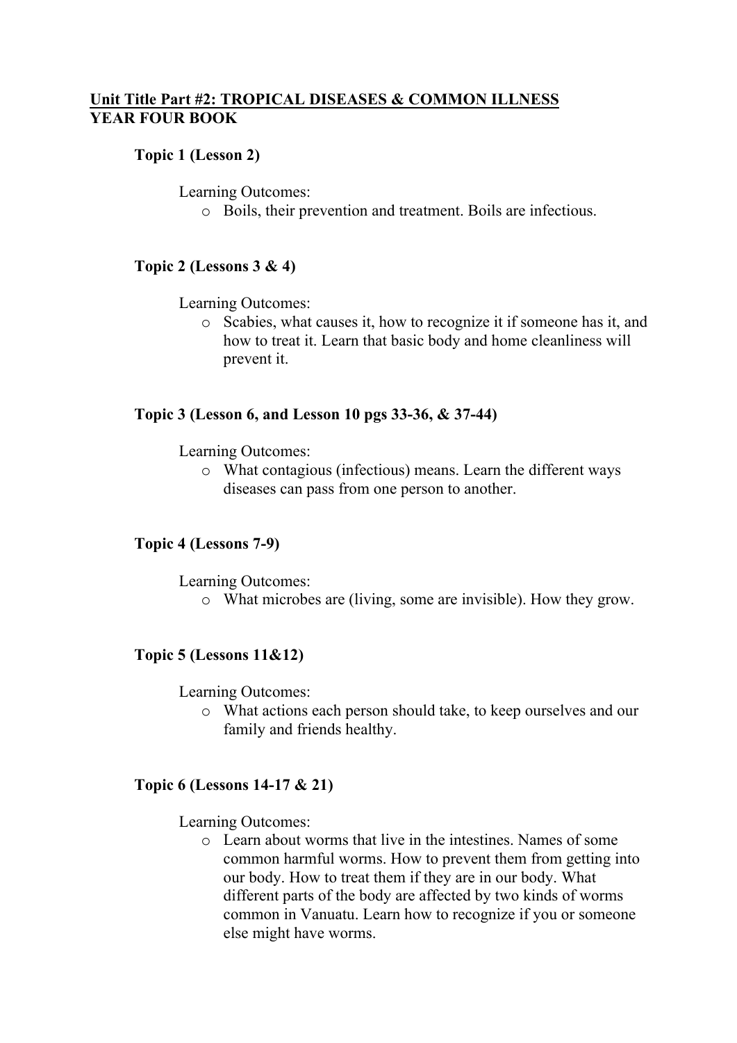**<u>Unit Title Part #2: TROPICAL DISEASES & COMMON ILLNESS</u>**
**YEAR FOUR BOOK**

**Topic 1 (Lesson 2)**

Learning Outcomes:

- Boils, their prevention and treatment. Boils are infectious.

**Topic 2 (Lessons 3 & 4)**

Learning Outcomes:

- Scabies, what causes it, how to recognize it if someone has it, and how to treat it. Learn that basic body and home cleanliness will prevent it.

**Topic 3 (Lesson 6, and Lesson 10 pgs 33-36, & 37-44)**

Learning Outcomes:

- What contagious (infectious) means. Learn the different ways diseases can pass from one person to another.

**Topic 4 (Lessons 7-9)**

Learning Outcomes:

- What microbes are (living, some are invisible). How they grow.

**Topic 5 (Lessons 11&12)**

Learning Outcomes:

- What actions each person should take, to keep ourselves and our family and friends healthy.

**Topic 6 (Lessons 14-17 & 21)**

Learning Outcomes:

- Learn about worms that live in the intestines. Names of some common harmful worms. How to prevent them from getting into our body. How to treat them if they are in our body. What different parts of the body are affected by two kinds of worms common in Vanuatu. Learn how to recognize if you or someone else might have worms.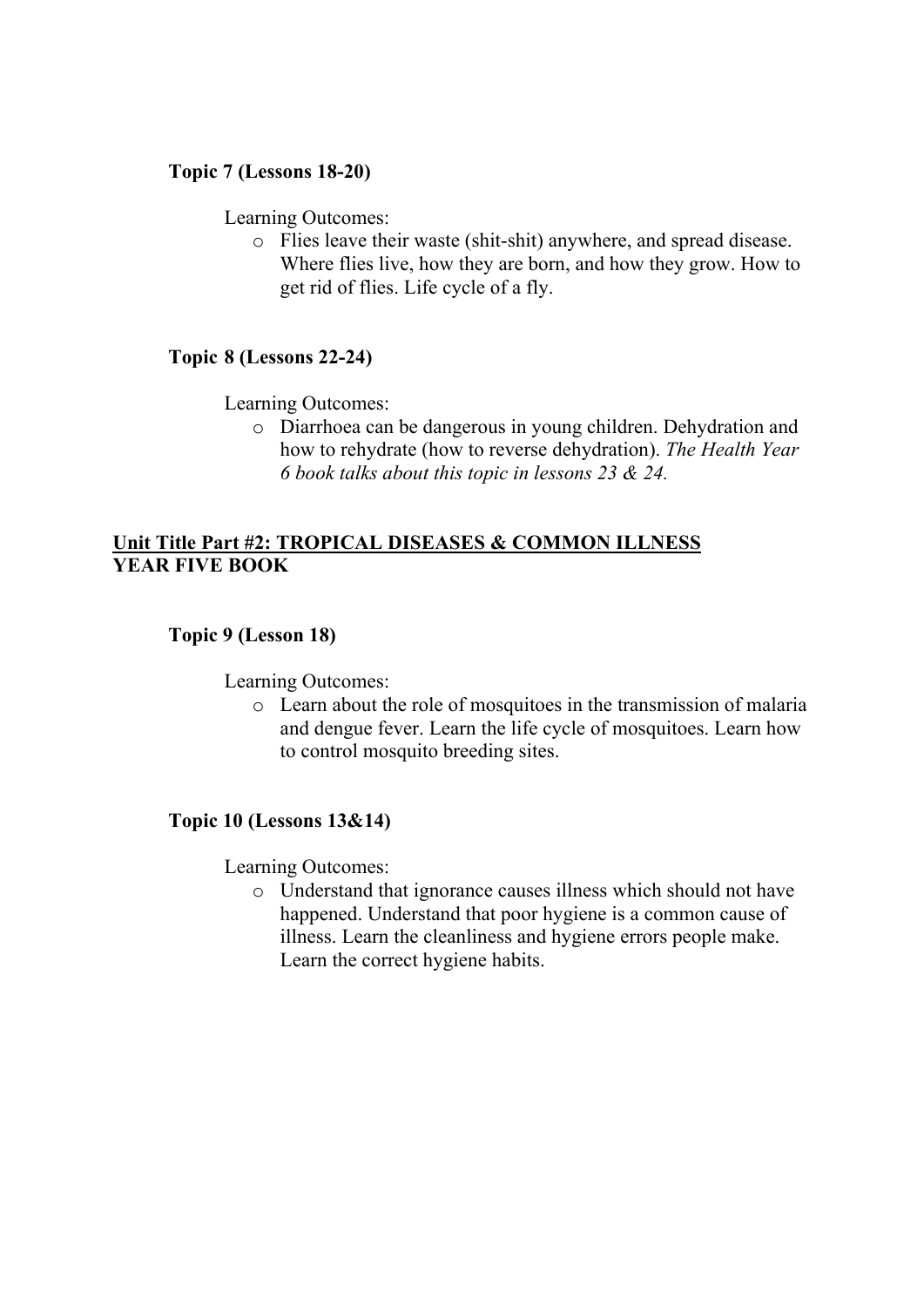**Topic 7 (Lessons 18-20)**

Learning Outcomes:

- Flies leave their waste (shit-shit) anywhere, and spread disease. Where flies live, how they are born, and how they grow. How to get rid of flies. Life cycle of a fly.

**Topic 8 (Lessons 22-24)**

Learning Outcomes:

- Diarrhoea can be dangerous in young children. Dehydration and how to rehydrate (how to reverse dehydration). *The Health Year 6 book talks about this topic in lessons 23 & 24.*

**Unit Title Part #2: TROPICAL DISEASES & COMMON ILLNESS**
**YEAR FIVE BOOK**

**Topic 9 (Lesson 18)**

Learning Outcomes:

- Learn about the role of mosquitoes in the transmission of malaria and dengue fever. Learn the life cycle of mosquitoes. Learn how to control mosquito breeding sites.

**Topic 10 (Lessons 13&14)**

Learning Outcomes:

- Understand that ignorance causes illness which should not have happened. Understand that poor hygiene is a common cause of illness. Learn the cleanliness and hygiene errors people make. Learn the correct hygiene habits.